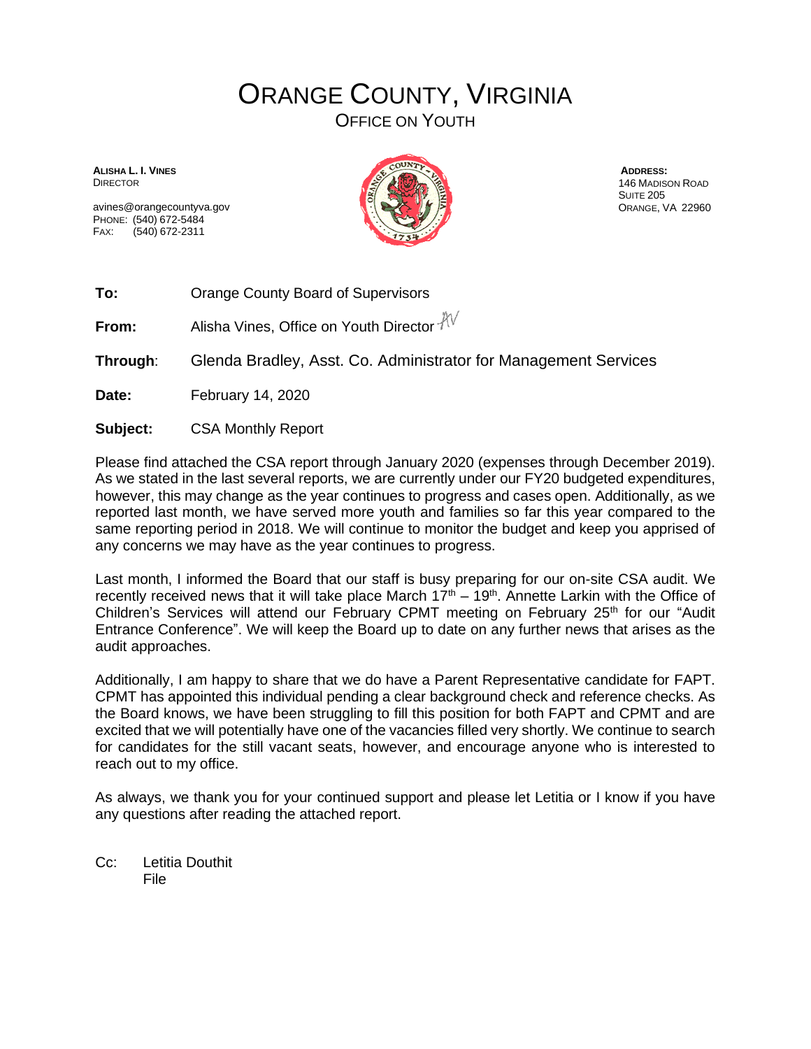# ORANGE COUNTY, VIRGINIA

## OFFICE ON YOUTH

**ALISHA L. I. VINES**
DIRECTOR

avines@orangecountyva.gov
PHONE: (540) 672-5484
FAX: (540) 672-2311

**ADDRESS:**
146 MADISON ROAD
SUITE 205
ORANGE, VA 22960

**To:** Orange County Board of Supervisors

**From:** Alisha Vines, Office on Youth Director AV

**Through:** Glenda Bradley, Asst. Co. Administrator for Management Services

**Date:** February 14, 2020

**Subject:** CSA Monthly Report

Please find attached the CSA report through January 2020 (expenses through December 2019). As we stated in the last several reports, we are currently under our FY20 budgeted expenditures, however, this may change as the year continues to progress and cases open. Additionally, as we reported last month, we have served more youth and families so far this year compared to the same reporting period in 2018. We will continue to monitor the budget and keep you apprised of any concerns we may have as the year continues to progress.

Last month, I informed the Board that our staff is busy preparing for our on-site CSA audit. We recently received news that it will take place March 17th – 19th. Annette Larkin with the Office of Children's Services will attend our February CPMT meeting on February 25th for our "Audit Entrance Conference". We will keep the Board up to date on any further news that arises as the audit approaches.

Additionally, I am happy to share that we do have a Parent Representative candidate for FAPT. CPMT has appointed this individual pending a clear background check and reference checks. As the Board knows, we have been struggling to fill this position for both FAPT and CPMT and are excited that we will potentially have one of the vacancies filled very shortly. We continue to search for candidates for the still vacant seats, however, and encourage anyone who is interested to reach out to my office.

As always, we thank you for your continued support and please let Letitia or I know if you have any questions after reading the attached report.

Cc: Letitia Douthit
File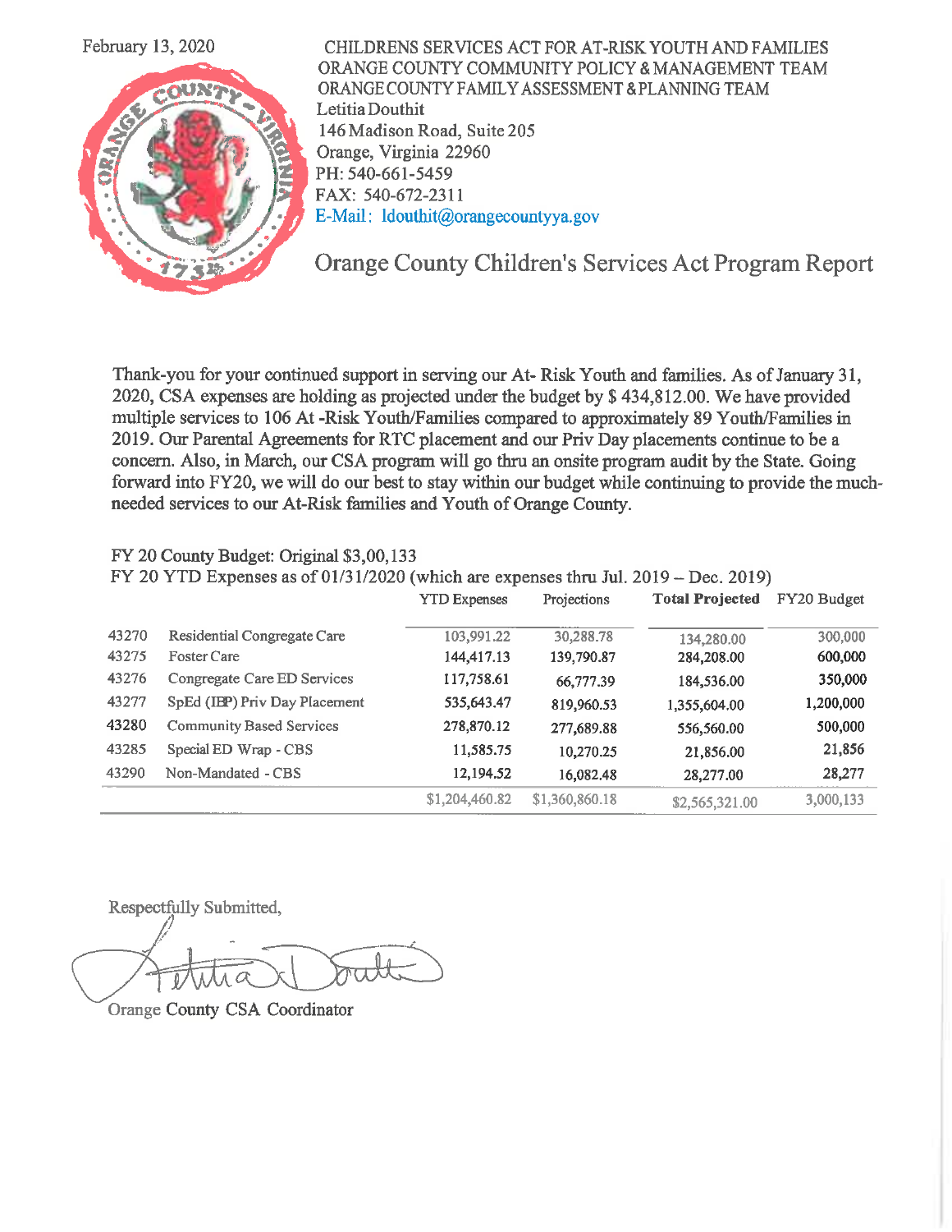February 13, 2020

CHILDRENS SERVICES ACT FOR AT-RISK YOUTH AND FAMILIES
ORANGE COUNTY COMMUNITY POLICY & MANAGEMENT TEAM
ORANGE COUNTY FAMILY ASSESSMENT & PLANNING TEAM
Letitia Douthit
146 Madison Road, Suite 205
Orange, Virginia 22960
PH: 540-661-5459
FAX: 540-672-2311
E-Mail: ldouthit@orangecountyva.gov

# Orange County Children's Services Act Program Report

Thank-you for your continued support in serving our At- Risk Youth and families. As of January 31, 2020, CSA expenses are holding as projected under the budget by $ 434,812.00. We have provided multiple services to 106 At -Risk Youth/Families compared to approximately 89 Youth/Families in 2019. Our Parental Agreements for RTC placement and our Priv Day placements continue to be a concern. Also, in March, our CSA program will go thru an onsite program audit by the State. Going forward into FY20, we will do our best to stay within our budget while continuing to provide the much-needed services to our At-Risk families and Youth of Orange County.

FY 20 County Budget: Original $3,00,133
FY 20 YTD Expenses as of 01/31/2020 (which are expenses thru Jul. 2019 – Dec. 2019)

| | | YTD Expenses | Projections | **Total Projected** | FY20 Budget |
|---|---|---|---|---|---|
| 43270 | Residential Congregate Care | 103,991.22 | 30,288.78 | 134,280.00 | 300,000 |
| 43275 | Foster Care | 144,417.13 | 139,790.87 | 284,208.00 | 600,000 |
| 43276 | Congregate Care ED Services | 117,758.61 | 66,777.39 | 184,536.00 | 350,000 |
| 43277 | SpEd (IEP) Priv Day Placement | 535,643.47 | 819,960.53 | 1,355,604.00 | 1,200,000 |
| 43280 | Community Based Services | 278,870.12 | 277,689.88 | 556,560.00 | 500,000 |
| 43285 | Special ED Wrap - CBS | 11,585.75 | 10,270.25 | 21,856.00 | 21,856 |
| 43290 | Non-Mandated - CBS | 12,194.52 | 16,082.48 | 28,277.00 | 28,277 |
| | | $1,204,460.82 | $1,360,860.18 | $2,565,321.00 | 3,000,133 |

Respectfully Submitted,

Orange County CSA Coordinator